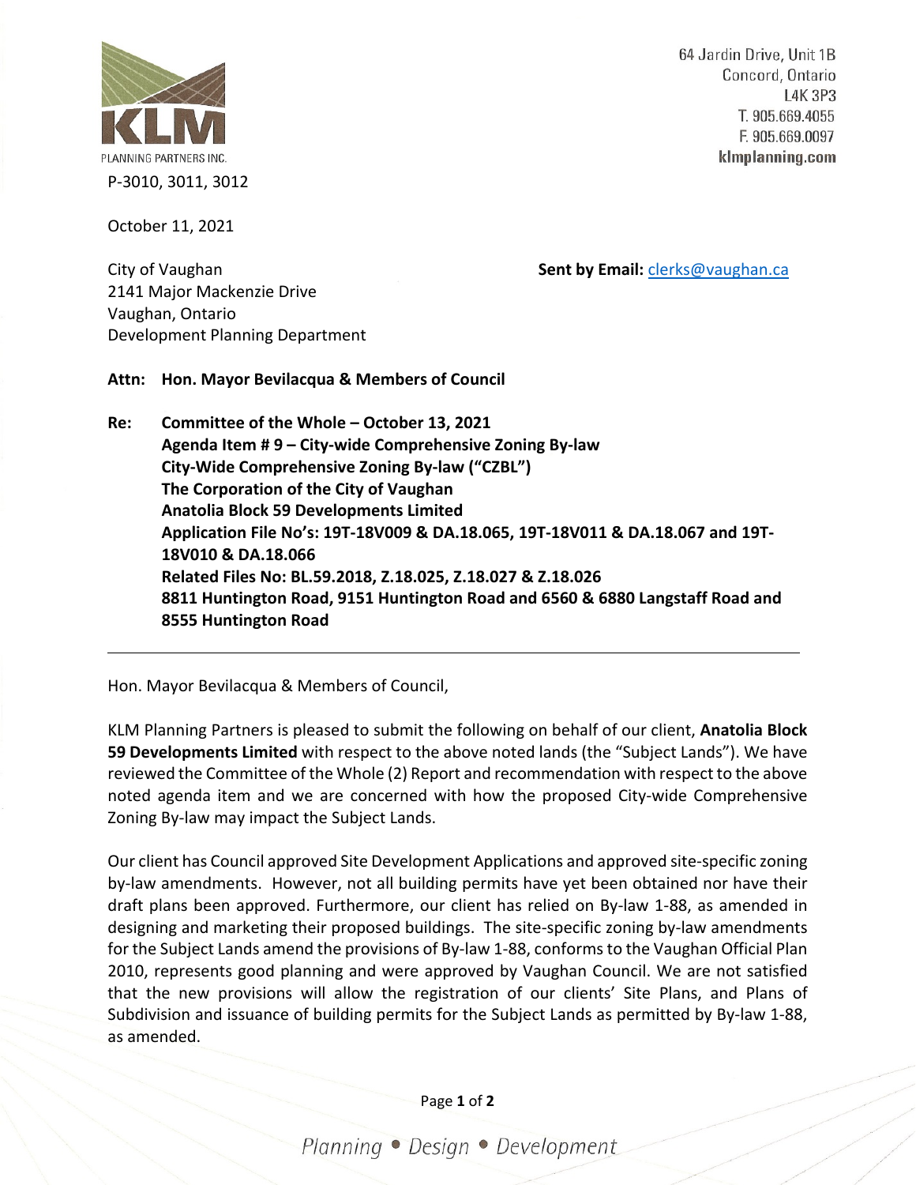KLM PLANNING PARTNERS INC.

64 Jardin Drive, Unit 1B
Concord, Ontario
L4K 3P3
T. 905.669.4055
F. 905.669.0097
klmplanning.com

P-3010, 3011, 3012

October 11, 2021

City of Vaughan
2141 Major Mackenzie Drive
Vaughan, Ontario
Development Planning Department

**Sent by Email:** clerks@vaughan.ca

**Attn: Hon. Mayor Bevilacqua & Members of Council**

**Re: Committee of the Whole – October 13, 2021**
**Agenda Item # 9 – City-wide Comprehensive Zoning By-law**
**City-Wide Comprehensive Zoning By-law ("CZBL")**
**The Corporation of the City of Vaughan**
**Anatolia Block 59 Developments Limited**
**Application File No's: 19T-18V009 & DA.18.065, 19T-18V011 & DA.18.067 and 19T-18V010 & DA.18.066**
**Related Files No: BL.59.2018, Z.18.025, Z.18.027 & Z.18.026**
**8811 Huntington Road, 9151 Huntington Road and 6560 & 6880 Langstaff Road and 8555 Huntington Road**

---

Hon. Mayor Bevilacqua & Members of Council,

KLM Planning Partners is pleased to submit the following on behalf of our client, **Anatolia Block 59 Developments Limited** with respect to the above noted lands (the "Subject Lands"). We have reviewed the Committee of the Whole (2) Report and recommendation with respect to the above noted agenda item and we are concerned with how the proposed City-wide Comprehensive Zoning By-law may impact the Subject Lands.

Our client has Council approved Site Development Applications and approved site-specific zoning by-law amendments. However, not all building permits have yet been obtained nor have their draft plans been approved. Furthermore, our client has relied on By-law 1-88, as amended in designing and marketing their proposed buildings. The site-specific zoning by-law amendments for the Subject Lands amend the provisions of By-law 1-88, conforms to the Vaughan Official Plan 2010, represents good planning and were approved by Vaughan Council. We are not satisfied that the new provisions will allow the registration of our clients' Site Plans, and Plans of Subdivision and issuance of building permits for the Subject Lands as permitted by By-law 1-88, as amended.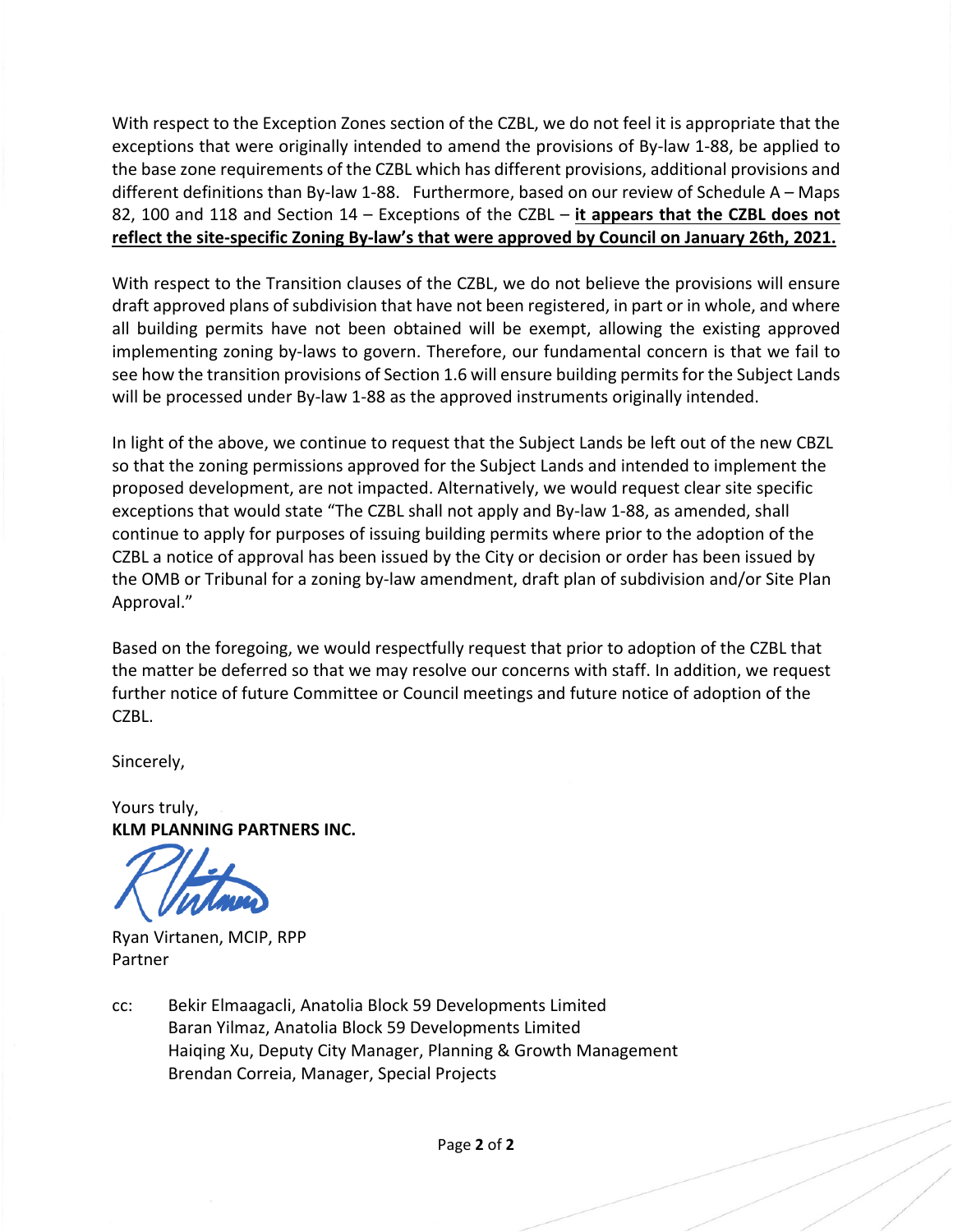With respect to the Exception Zones section of the CZBL, we do not feel it is appropriate that the exceptions that were originally intended to amend the provisions of By-law 1-88, be applied to the base zone requirements of the CZBL which has different provisions, additional provisions and different definitions than By-law 1-88. Furthermore, based on our review of Schedule A – Maps 82, 100 and 118 and Section 14 – Exceptions of the CZBL – **it appears that the CZBL does not reflect the site-specific Zoning By-law's that were approved by Council on January 26th, 2021.**

With respect to the Transition clauses of the CZBL, we do not believe the provisions will ensure draft approved plans of subdivision that have not been registered, in part or in whole, and where all building permits have not been obtained will be exempt, allowing the existing approved implementing zoning by-laws to govern. Therefore, our fundamental concern is that we fail to see how the transition provisions of Section 1.6 will ensure building permits for the Subject Lands will be processed under By-law 1-88 as the approved instruments originally intended.

In light of the above, we continue to request that the Subject Lands be left out of the new CBZL so that the zoning permissions approved for the Subject Lands and intended to implement the proposed development, are not impacted. Alternatively, we would request clear site specific exceptions that would state "The CZBL shall not apply and By-law 1-88, as amended, shall continue to apply for purposes of issuing building permits where prior to the adoption of the CZBL a notice of approval has been issued by the City or decision or order has been issued by the OMB or Tribunal for a zoning by-law amendment, draft plan of subdivision and/or Site Plan Approval."

Based on the foregoing, we would respectfully request that prior to adoption of the CZBL that the matter be deferred so that we may resolve our concerns with staff. In addition, we request further notice of future Committee or Council meetings and future notice of adoption of the CZBL.

Sincerely,

Yours truly,
**KLM PLANNING PARTNERS INC.**

Ryan Virtanen, MCIP, RPP
Partner

cc: Bekir Elmaagacli, Anatolia Block 59 Developments Limited
Baran Yilmaz, Anatolia Block 59 Developments Limited
Haiqing Xu, Deputy City Manager, Planning & Growth Management
Brendan Correia, Manager, Special Projects